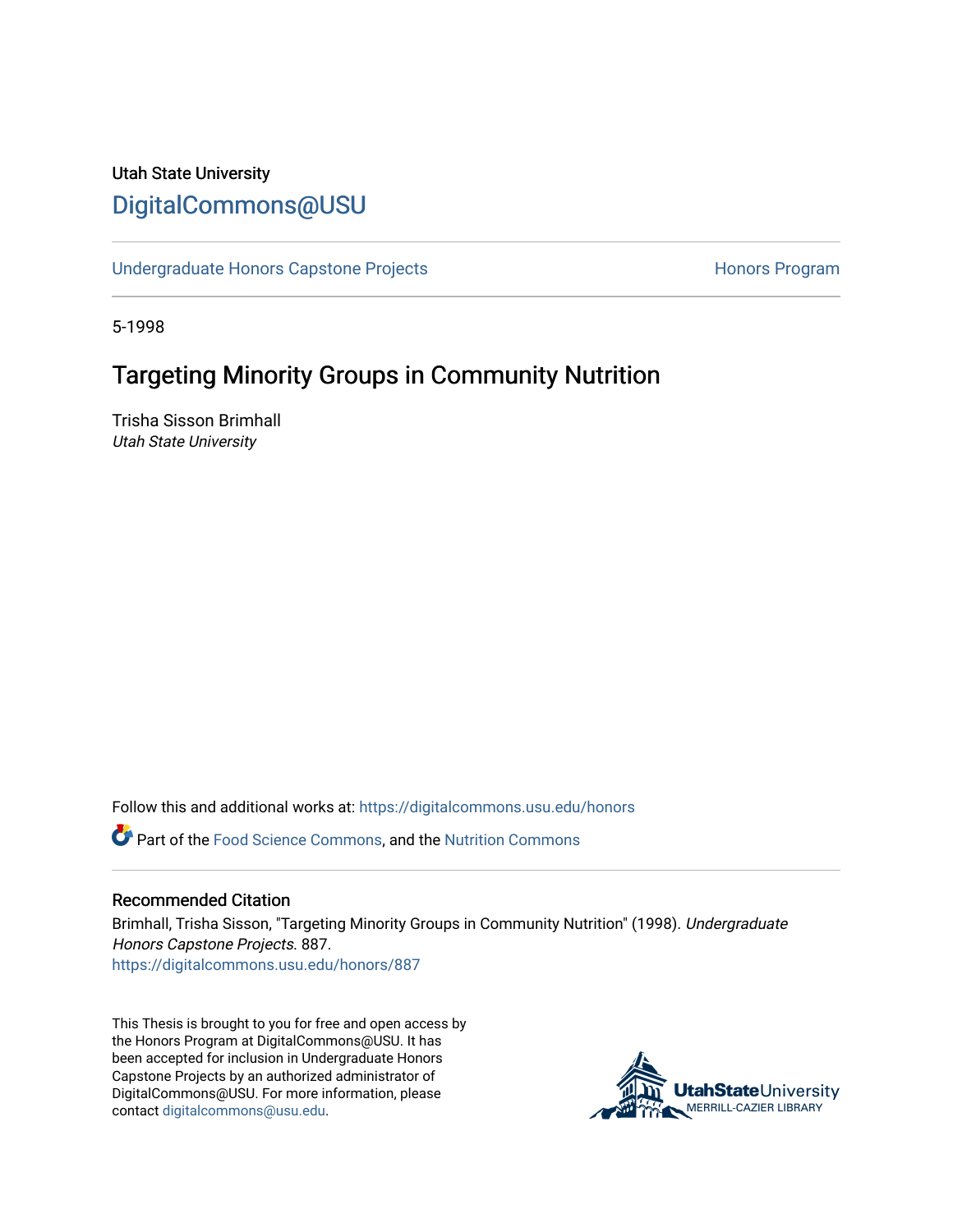Utah State University

DigitalCommons@USU

Undergraduate Honors Capstone Projects

Honors Program

5-1998

# Targeting Minority Groups in Community Nutrition

Trisha Sisson Brimhall
*Utah State University*

Follow this and additional works at: https://digitalcommons.usu.edu/honors

Part of the Food Science Commons, and the Nutrition Commons

## Recommended Citation

Brimhall, Trisha Sisson, "Targeting Minority Groups in Community Nutrition" (1998). *Undergraduate Honors Capstone Projects*. 887.
https://digitalcommons.usu.edu/honors/887

This Thesis is brought to you for free and open access by the Honors Program at DigitalCommons@USU. It has been accepted for inclusion in Undergraduate Honors Capstone Projects by an authorized administrator of DigitalCommons@USU. For more information, please contact digitalcommons@usu.edu.

UtahStateUniversity
MERRILL-CAZIER LIBRARY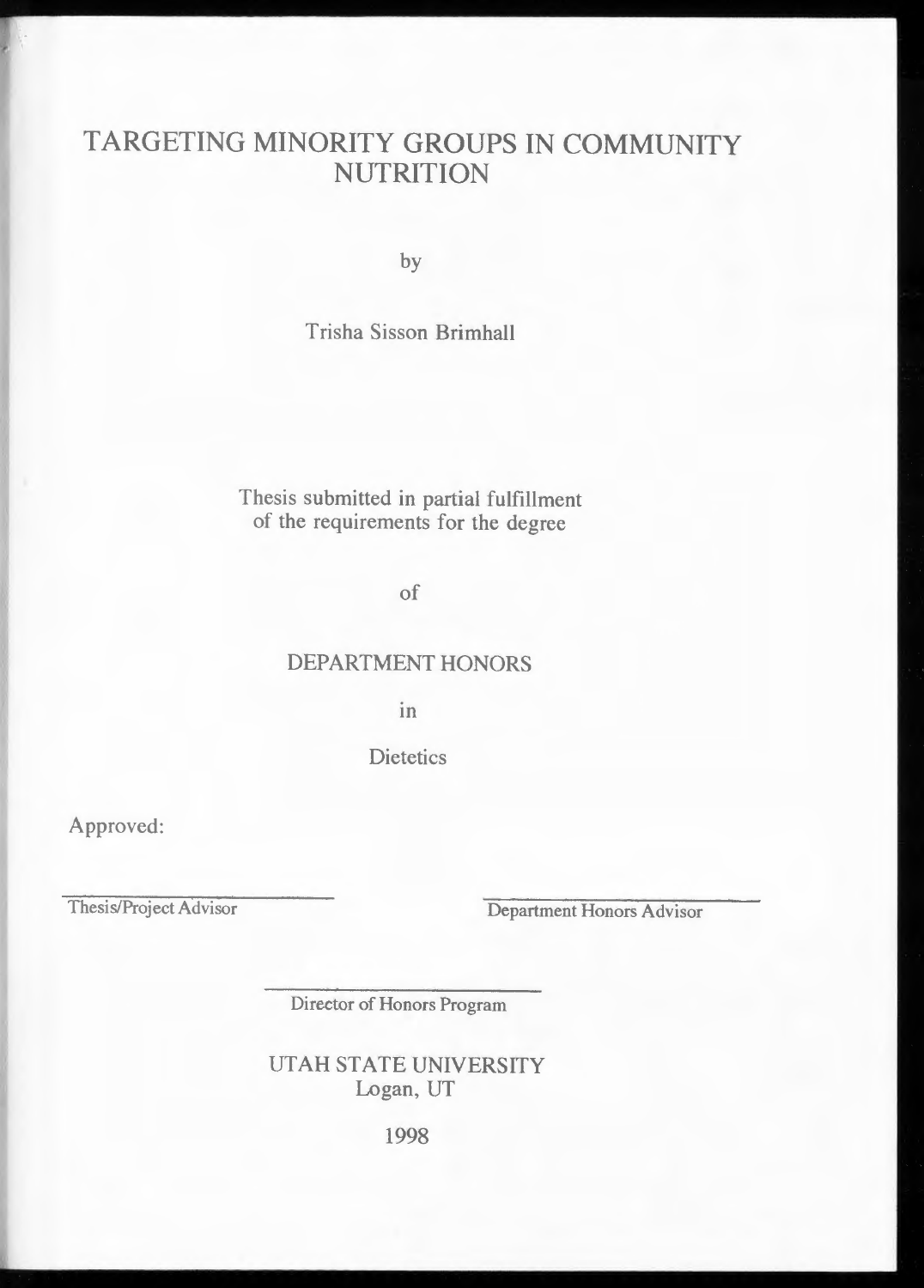# TARGETING MINORITY GROUPS IN COMMUNITY NUTRITION

by

Trisha Sisson Brimhall

Thesis submitted in partial fulfillment
of the requirements for the degree

of

DEPARTMENT HONORS

in

Dietetics

Approved:

Thesis/Project Advisor

Department Honors Advisor

Director of Honors Program

UTAH STATE UNIVERSITY
Logan, UT

1998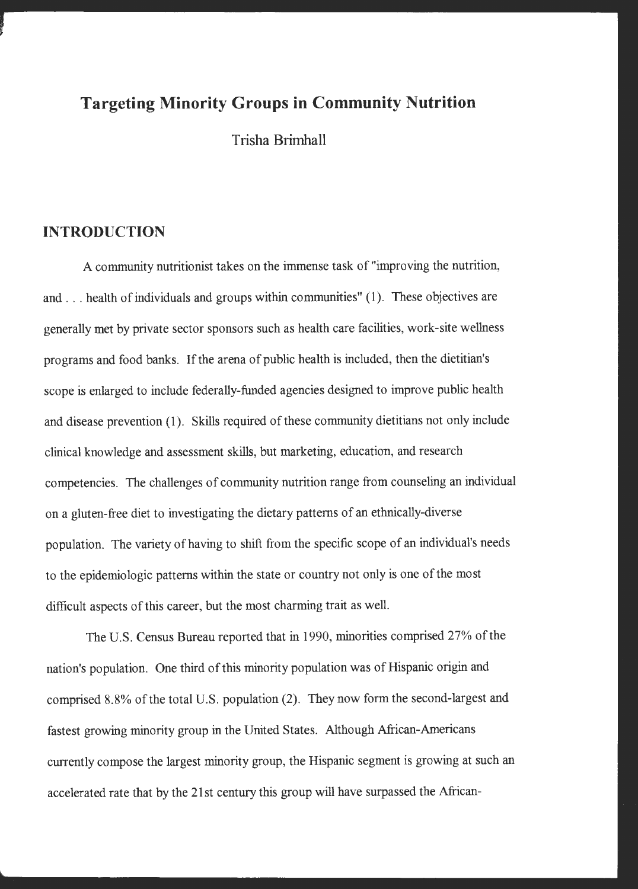# Targeting Minority Groups in Community Nutrition

Trisha Brimhall

## INTRODUCTION

A community nutritionist takes on the immense task of "improving the nutrition, and . . . health of individuals and groups within communities" (1). These objectives are generally met by private sector sponsors such as health care facilities, work-site wellness programs and food banks. If the arena of public health is included, then the dietitian's scope is enlarged to include federally-funded agencies designed to improve public health and disease prevention (1). Skills required of these community dietitians not only include clinical knowledge and assessment skills, but marketing, education, and research competencies. The challenges of community nutrition range from counseling an individual on a gluten-free diet to investigating the dietary patterns of an ethnically-diverse population. The variety of having to shift from the specific scope of an individual's needs to the epidemiologic patterns within the state or country not only is one of the most difficult aspects of this career, but the most charming trait as well.

The U.S. Census Bureau reported that in 1990, minorities comprised 27% of the nation's population. One third of this minority population was of Hispanic origin and comprised 8.8% of the total U.S. population (2). They now form the second-largest and fastest growing minority group in the United States. Although African-Americans currently compose the largest minority group, the Hispanic segment is growing at such an accelerated rate that by the 21st century this group will have surpassed the African-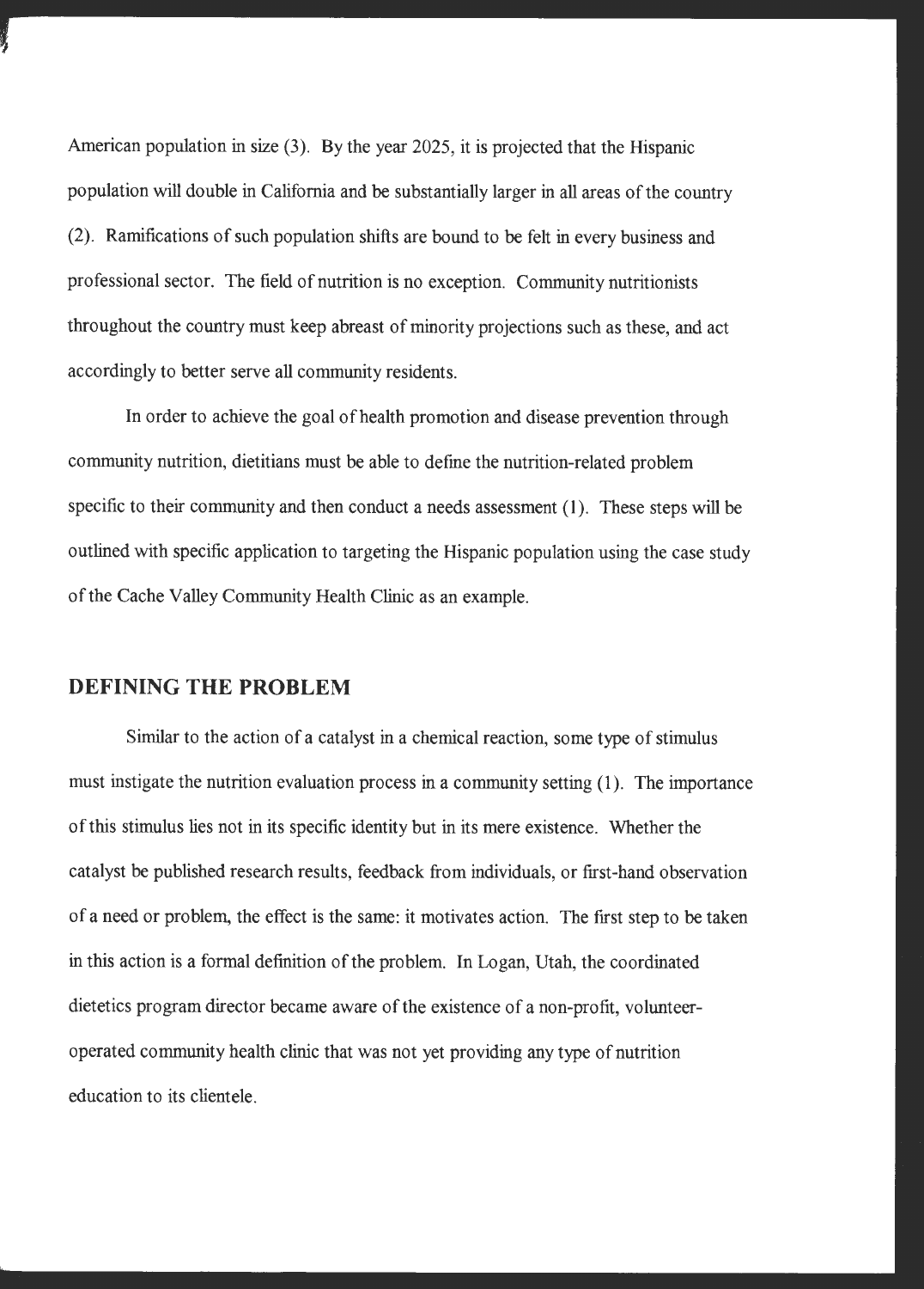American population in size (3). By the year 2025, it is projected that the Hispanic population will double in California and be substantially larger in all areas of the country (2). Ramifications of such population shifts are bound to be felt in every business and professional sector. The field of nutrition is no exception. Community nutritionists throughout the country must keep abreast of minority projections such as these, and act accordingly to better serve all community residents.

In order to achieve the goal of health promotion and disease prevention through community nutrition, dietitians must be able to define the nutrition-related problem specific to their community and then conduct a needs assessment (1). These steps will be outlined with specific application to targeting the Hispanic population using the case study of the Cache Valley Community Health Clinic as an example.

## DEFINING THE PROBLEM

Similar to the action of a catalyst in a chemical reaction, some type of stimulus must instigate the nutrition evaluation process in a community setting (1). The importance of this stimulus lies not in its specific identity but in its mere existence. Whether the catalyst be published research results, feedback from individuals, or first-hand observation of a need or problem, the effect is the same: it motivates action. The first step to be taken in this action is a formal definition of the problem. In Logan, Utah, the coordinated dietetics program director became aware of the existence of a non-profit, volunteer-operated community health clinic that was not yet providing any type of nutrition education to its clientele.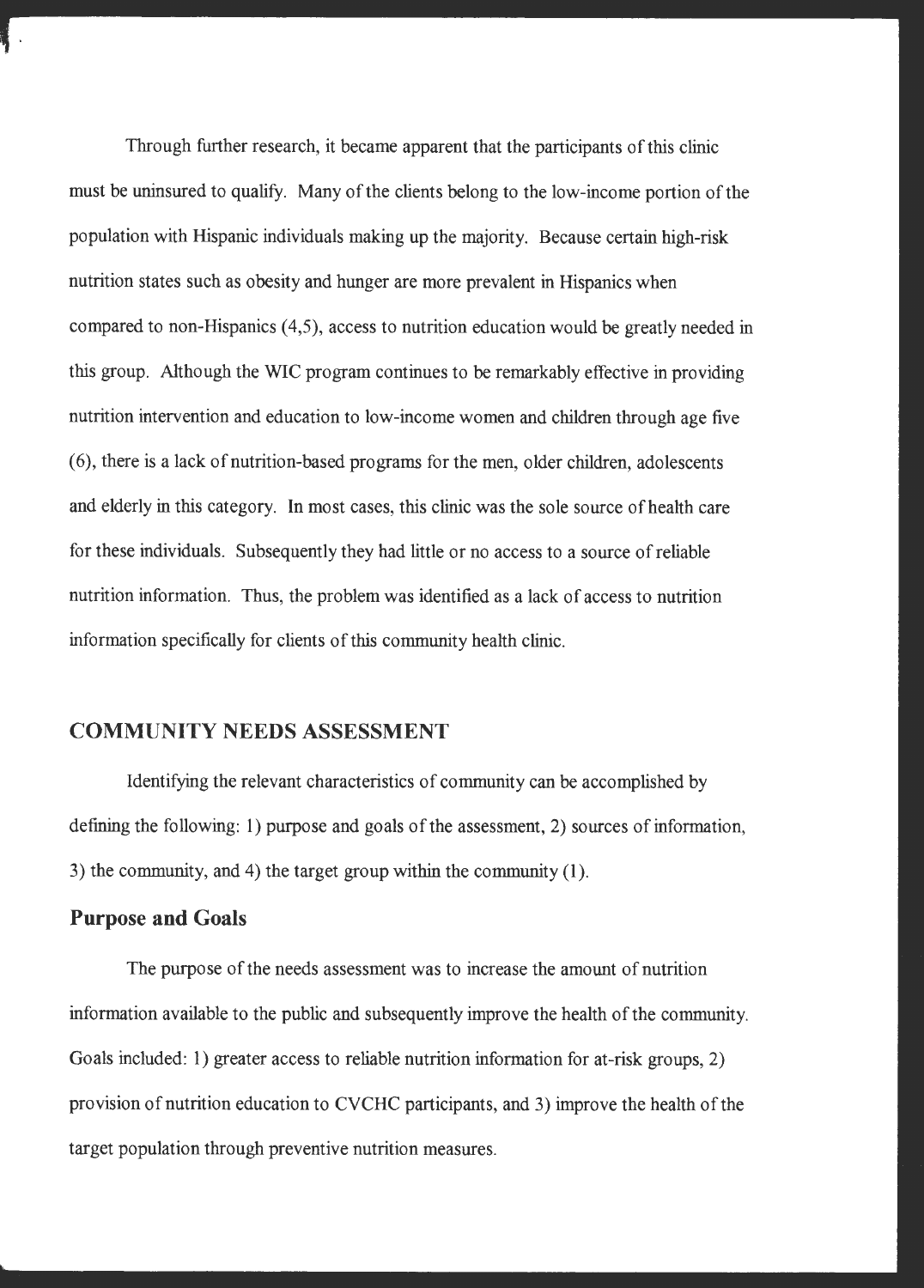Through further research, it became apparent that the participants of this clinic must be uninsured to qualify. Many of the clients belong to the low-income portion of the population with Hispanic individuals making up the majority. Because certain high-risk nutrition states such as obesity and hunger are more prevalent in Hispanics when compared to non-Hispanics (4,5), access to nutrition education would be greatly needed in this group. Although the WIC program continues to be remarkably effective in providing nutrition intervention and education to low-income women and children through age five (6), there is a lack of nutrition-based programs for the men, older children, adolescents and elderly in this category. In most cases, this clinic was the sole source of health care for these individuals. Subsequently they had little or no access to a source of reliable nutrition information. Thus, the problem was identified as a lack of access to nutrition information specifically for clients of this community health clinic.

## COMMUNITY NEEDS ASSESSMENT

Identifying the relevant characteristics of community can be accomplished by defining the following: 1) purpose and goals of the assessment, 2) sources of information, 3) the community, and 4) the target group within the community (1).

### Purpose and Goals

The purpose of the needs assessment was to increase the amount of nutrition information available to the public and subsequently improve the health of the community. Goals included: 1) greater access to reliable nutrition information for at-risk groups, 2) provision of nutrition education to CVCHC participants, and 3) improve the health of the target population through preventive nutrition measures.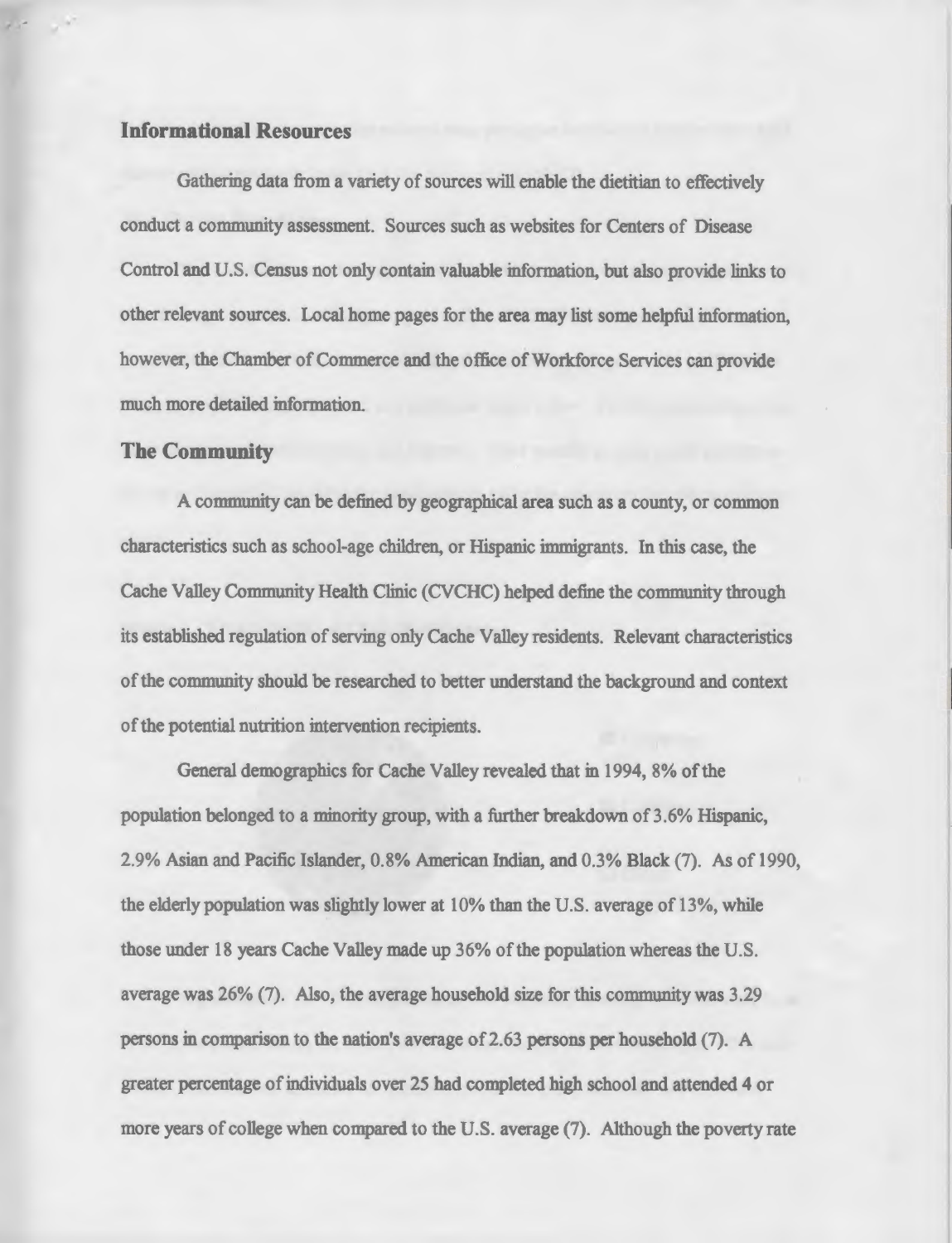## Informational Resources

Gathering data from a variety of sources will enable the dietitian to effectively conduct a community assessment. Sources such as websites for Centers of Disease Control and U.S. Census not only contain valuable information, but also provide links to other relevant sources. Local home pages for the area may list some helpful information, however, the Chamber of Commerce and the office of Workforce Services can provide much more detailed information.

## The Community

A community can be defined by geographical area such as a county, or common characteristics such as school-age children, or Hispanic immigrants. In this case, the Cache Valley Community Health Clinic (CVCHC) helped define the community through its established regulation of serving only Cache Valley residents. Relevant characteristics of the community should be researched to better understand the background and context of the potential nutrition intervention recipients.

General demographics for Cache Valley revealed that in 1994, 8% of the population belonged to a minority group, with a further breakdown of 3.6% Hispanic, 2.9% Asian and Pacific Islander, 0.8% American Indian, and 0.3% Black (7). As of 1990, the elderly population was slightly lower at 10% than the U.S. average of 13%, while those under 18 years Cache Valley made up 36% of the population whereas the U.S. average was 26% (7). Also, the average household size for this community was 3.29 persons in comparison to the nation's average of 2.63 persons per household (7). A greater percentage of individuals over 25 had completed high school and attended 4 or more years of college when compared to the U.S. average (7). Although the poverty rate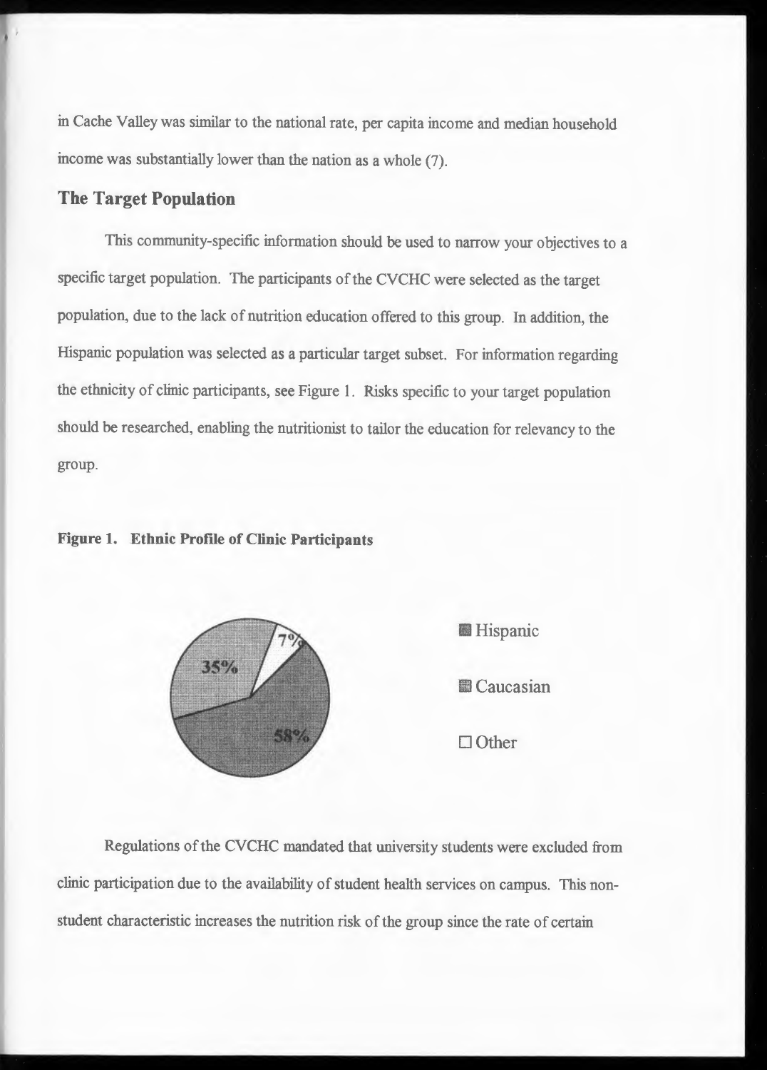in Cache Valley was similar to the national rate, per capita income and median household income was substantially lower than the nation as a whole (7).

## The Target Population

This community-specific information should be used to narrow your objectives to a specific target population. The participants of the CVCHC were selected as the target population, due to the lack of nutrition education offered to this group. In addition, the Hispanic population was selected as a particular target subset. For information regarding the ethnicity of clinic participants, see Figure 1. Risks specific to your target population should be researched, enabling the nutritionist to tailor the education for relevancy to the group.

**Figure 1. Ethnic Profile of Clinic Participants**

| Ethnicity | Percentage |
|---|---|
| Hispanic | 58% |
| Caucasian | 35% |
| Other | 7% |

Regulations of the CVCHC mandated that university students were excluded from clinic participation due to the availability of student health services on campus. This non-student characteristic increases the nutrition risk of the group since the rate of certain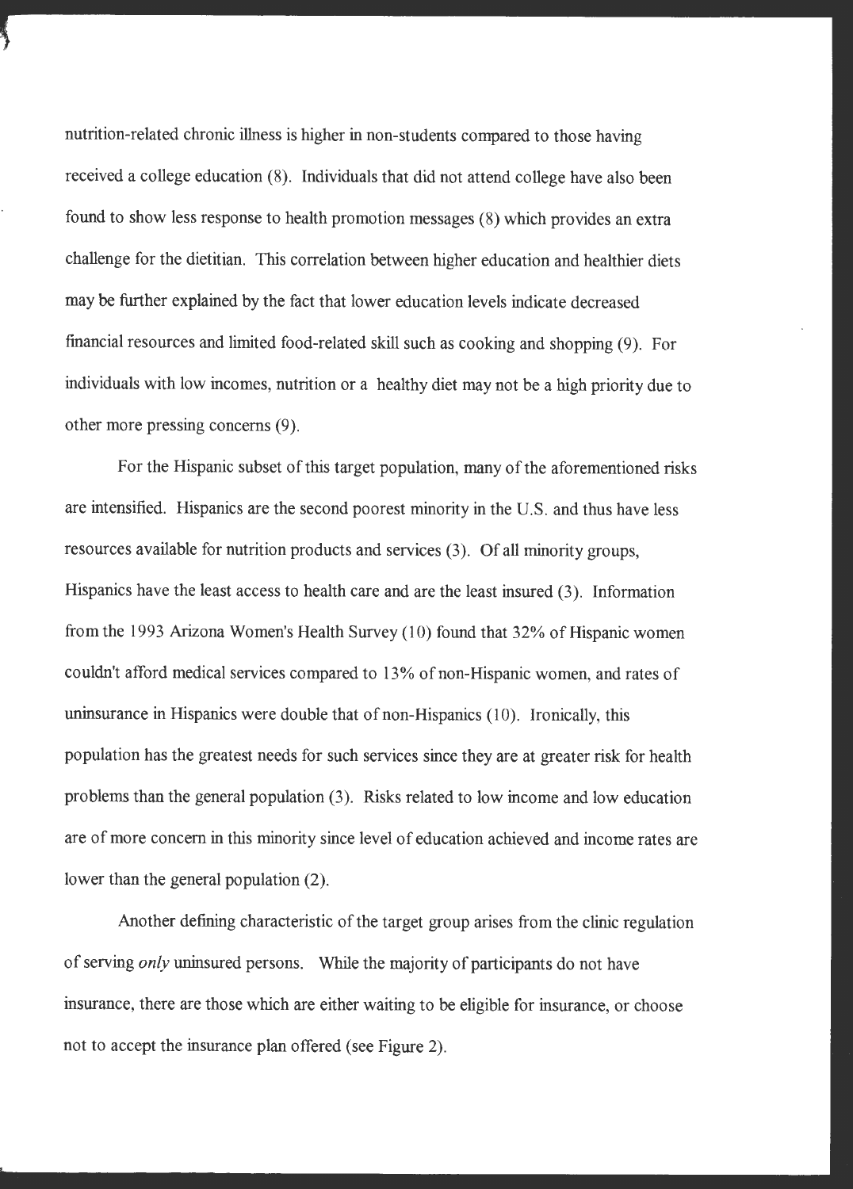nutrition-related chronic illness is higher in non-students compared to those having received a college education (8). Individuals that did not attend college have also been found to show less response to health promotion messages (8) which provides an extra challenge for the dietitian. This correlation between higher education and healthier diets may be further explained by the fact that lower education levels indicate decreased financial resources and limited food-related skill such as cooking and shopping (9). For individuals with low incomes, nutrition or a healthy diet may not be a high priority due to other more pressing concerns (9).

For the Hispanic subset of this target population, many of the aforementioned risks are intensified. Hispanics are the second poorest minority in the U.S. and thus have less resources available for nutrition products and services (3). Of all minority groups, Hispanics have the least access to health care and are the least insured (3). Information from the 1993 Arizona Women's Health Survey (10) found that 32% of Hispanic women couldn't afford medical services compared to 13% of non-Hispanic women, and rates of uninsurance in Hispanics were double that of non-Hispanics (10). Ironically, this population has the greatest needs for such services since they are at greater risk for health problems than the general population (3). Risks related to low income and low education are of more concern in this minority since level of education achieved and income rates are lower than the general population (2).

Another defining characteristic of the target group arises from the clinic regulation of serving *only* uninsured persons. While the majority of participants do not have insurance, there are those which are either waiting to be eligible for insurance, or choose not to accept the insurance plan offered (see Figure 2).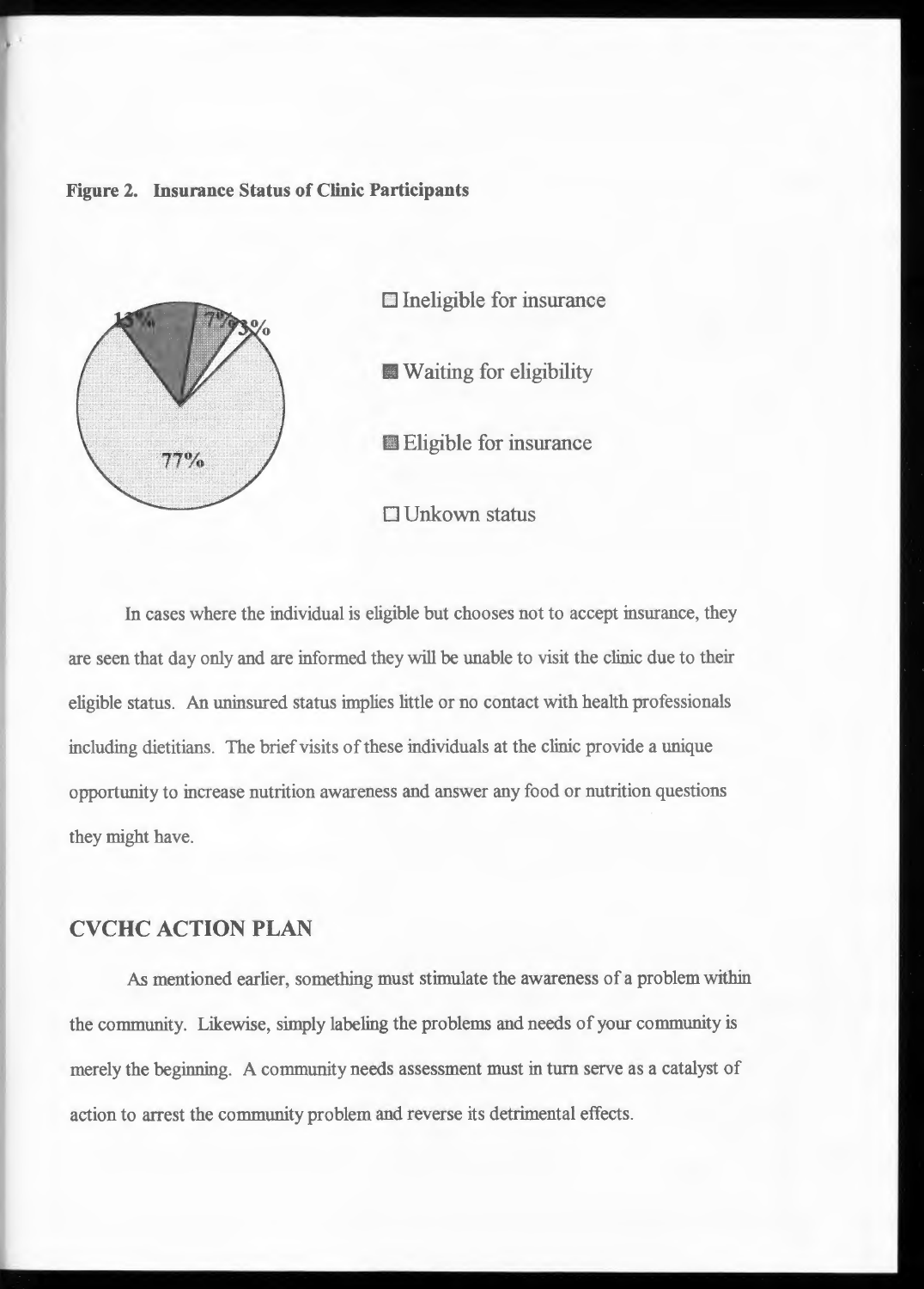**Figure 2. Insurance Status of Clinic Participants**

| Status | Percentage |
| --- | --- |
| Ineligible for insurance | 77% |
| Waiting for eligibility | 13% |
| Eligible for insurance | 7% |
| Unkown status | 3% |

In cases where the individual is eligible but chooses not to accept insurance, they are seen that day only and are informed they will be unable to visit the clinic due to their eligible status. An uninsured status implies little or no contact with health professionals including dietitians. The brief visits of these individuals at the clinic provide a unique opportunity to increase nutrition awareness and answer any food or nutrition questions they might have.

## CVCHC ACTION PLAN

As mentioned earlier, something must stimulate the awareness of a problem within the community. Likewise, simply labeling the problems and needs of your community is merely the beginning. A community needs assessment must in turn serve as a catalyst of action to arrest the community problem and reverse its detrimental effects.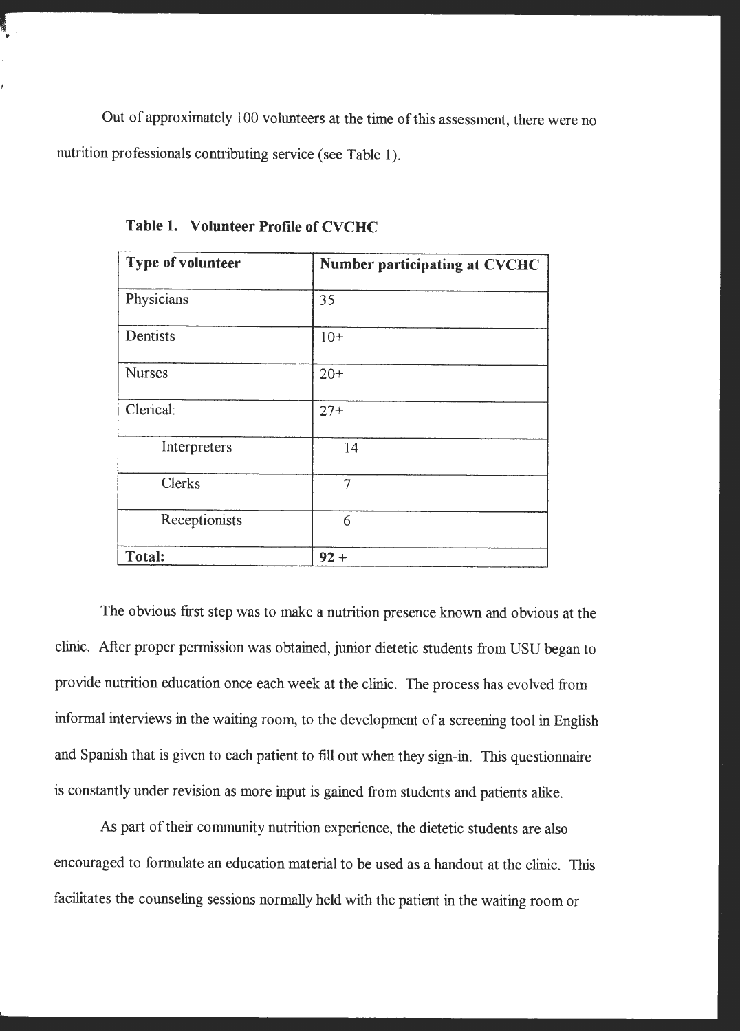Out of approximately 100 volunteers at the time of this assessment, there were no nutrition professionals contributing service (see Table 1).

**Table 1. Volunteer Profile of CVCHC**

| **Type of volunteer** | **Number participating at CVCHC** |
|---|---|
| Physicians | 35 |
| Dentists | 10+ |
| Nurses | 20+ |
| Clerical: | 27+ |
| Interpreters | 14 |
| Clerks | 7 |
| Receptionists | 6 |
| **Total:** | **92 +** |

The obvious first step was to make a nutrition presence known and obvious at the clinic. After proper permission was obtained, junior dietetic students from USU began to provide nutrition education once each week at the clinic. The process has evolved from informal interviews in the waiting room, to the development of a screening tool in English and Spanish that is given to each patient to fill out when they sign-in. This questionnaire is constantly under revision as more input is gained from students and patients alike.

As part of their community nutrition experience, the dietetic students are also encouraged to formulate an education material to be used as a handout at the clinic. This facilitates the counseling sessions normally held with the patient in the waiting room or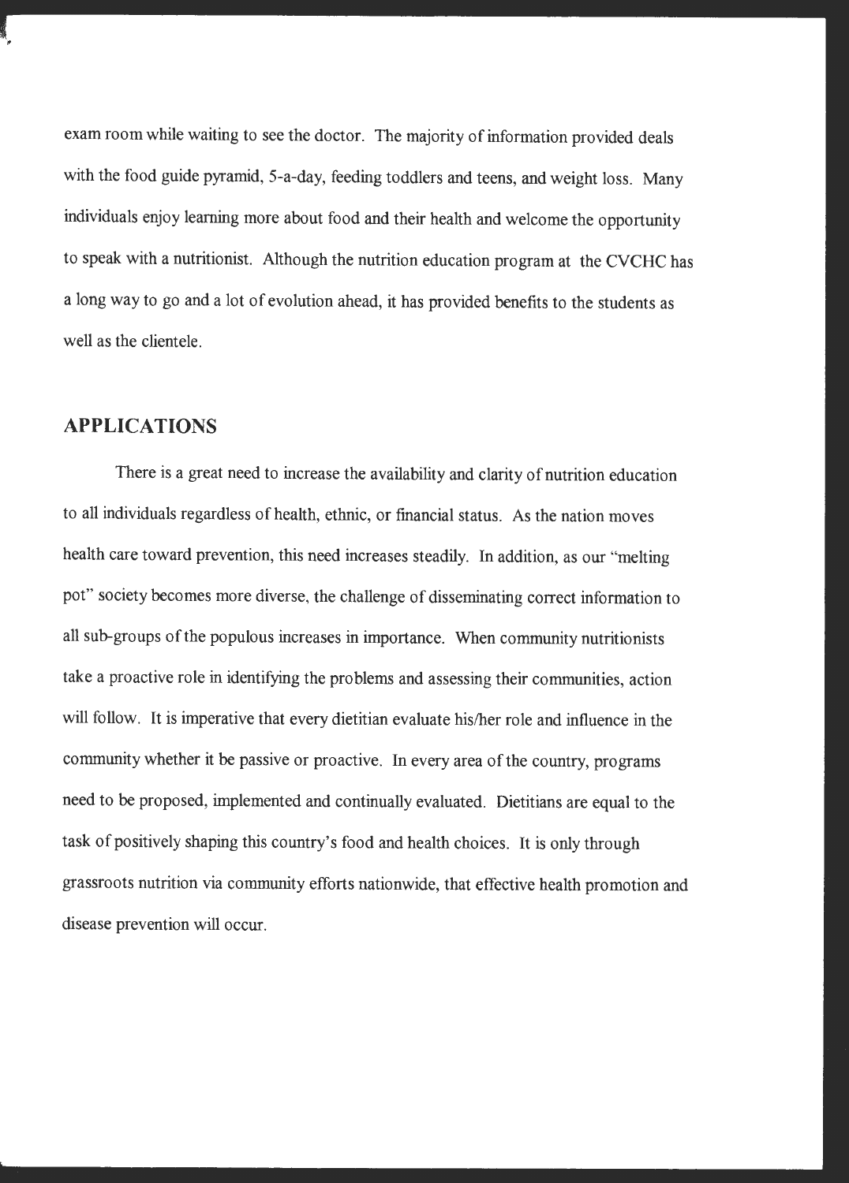exam room while waiting to see the doctor. The majority of information provided deals with the food guide pyramid, 5-a-day, feeding toddlers and teens, and weight loss. Many individuals enjoy learning more about food and their health and welcome the opportunity to speak with a nutritionist. Although the nutrition education program at the CVCHC has a long way to go and a lot of evolution ahead, it has provided benefits to the students as well as the clientele.

## APPLICATIONS

There is a great need to increase the availability and clarity of nutrition education to all individuals regardless of health, ethnic, or financial status. As the nation moves health care toward prevention, this need increases steadily. In addition, as our "melting pot" society becomes more diverse, the challenge of disseminating correct information to all sub-groups of the populous increases in importance. When community nutritionists take a proactive role in identifying the problems and assessing their communities, action will follow. It is imperative that every dietitian evaluate his/her role and influence in the community whether it be passive or proactive. In every area of the country, programs need to be proposed, implemented and continually evaluated. Dietitians are equal to the task of positively shaping this country's food and health choices. It is only through grassroots nutrition via community efforts nationwide, that effective health promotion and disease prevention will occur.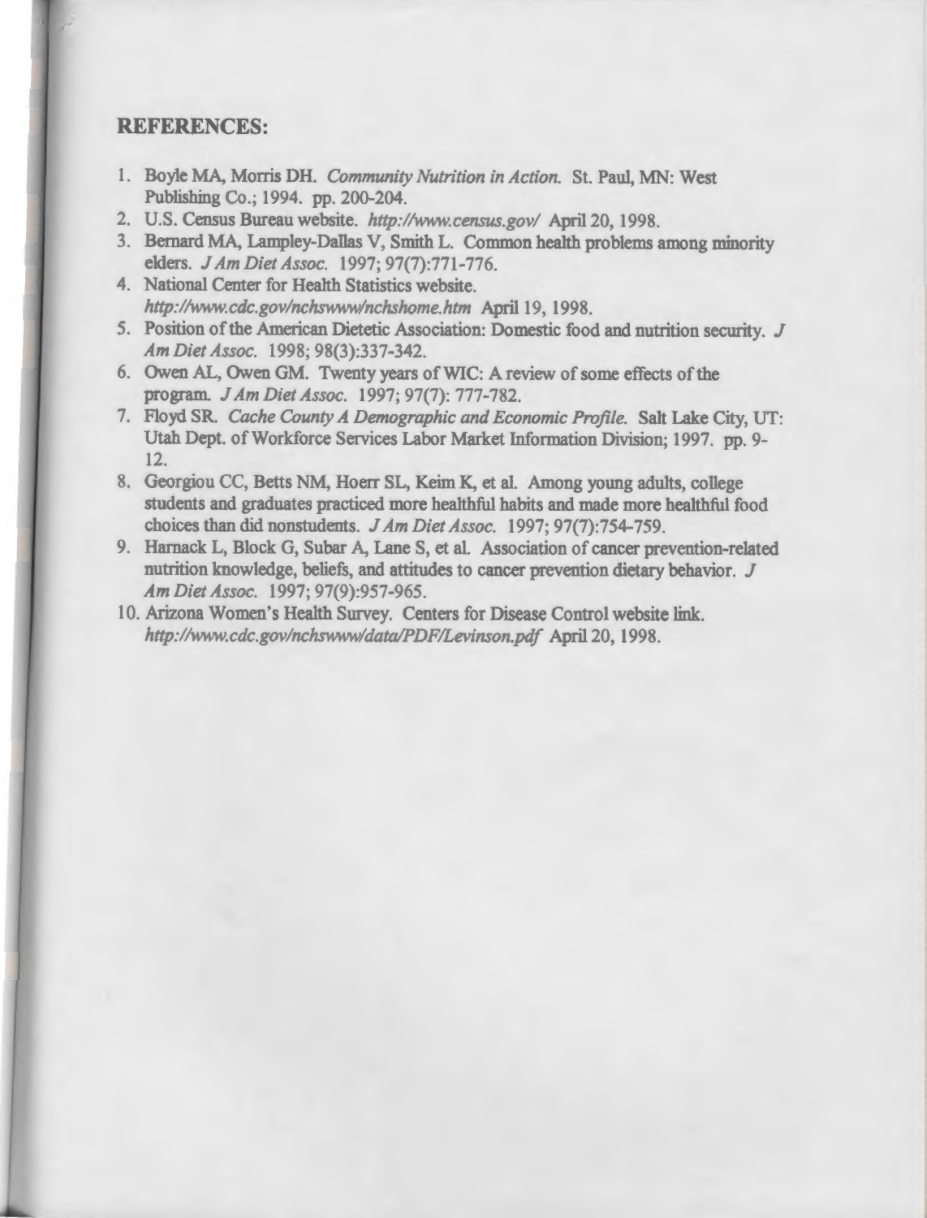## REFERENCES:

1. Boyle MA, Morris DH. *Community Nutrition in Action.* St. Paul, MN: West Publishing Co.; 1994. pp. 200-204.
2. U.S. Census Bureau website. *http://www.census.gov/* April 20, 1998.
3. Bernard MA, Lampley-Dallas V, Smith L. Common health problems among minority elders. *J Am Diet Assoc.* 1997; 97(7):771-776.
4. National Center for Health Statistics website. *http://www.cdc.gov/nchswww/nchshome.htm* April 19, 1998.
5. Position of the American Dietetic Association: Domestic food and nutrition security. *J Am Diet Assoc.* 1998; 98(3):337-342.
6. Owen AL, Owen GM. Twenty years of WIC: A review of some effects of the program. *J Am Diet Assoc.* 1997; 97(7): 777-782.
7. Floyd SR. *Cache County A Demographic and Economic Profile.* Salt Lake City, UT: Utah Dept. of Workforce Services Labor Market Information Division; 1997. pp. 9-12.
8. Georgiou CC, Betts NM, Hoerr SL, Keim K, et al. Among young adults, college students and graduates practiced more healthful habits and made more healthful food choices than did nonstudents. *J Am Diet Assoc.* 1997; 97(7):754-759.
9. Harnack L, Block G, Subar A, Lane S, et al. Association of cancer prevention-related nutrition knowledge, beliefs, and attitudes to cancer prevention dietary behavior. *J Am Diet Assoc.* 1997; 97(9):957-965.
10. Arizona Women's Health Survey. Centers for Disease Control website link. *http://www.cdc.gov/nchswww/data/PDF/Levinson.pdf* April 20, 1998.